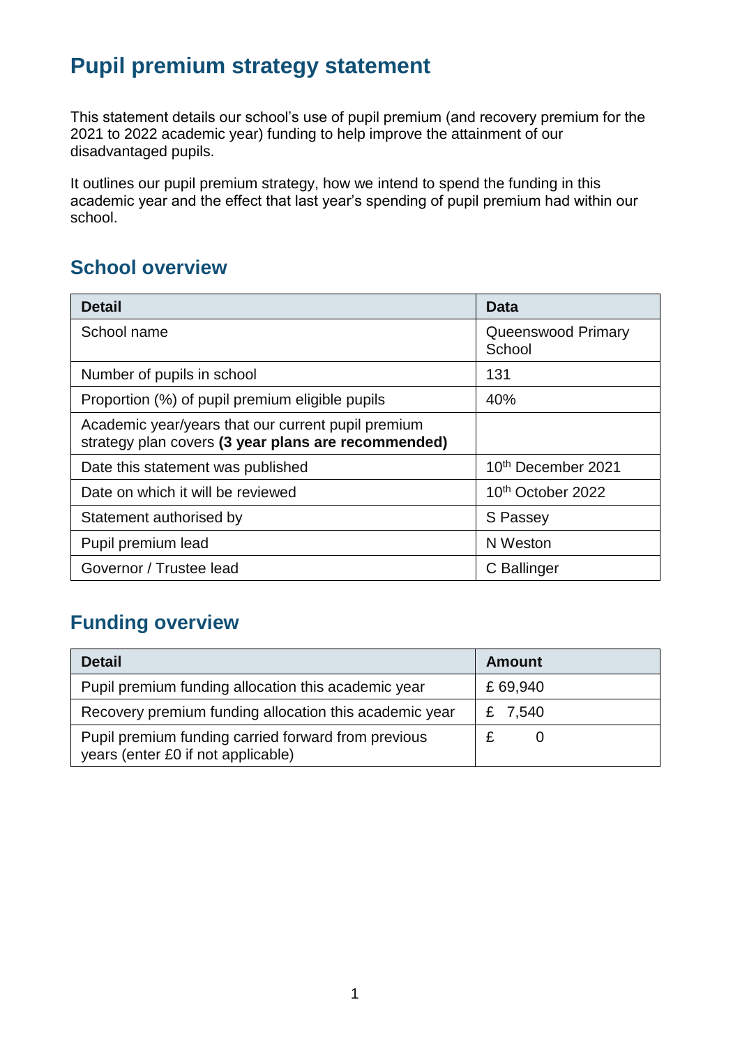# Pupil premium strategy statement

This statement details our school's use of pupil premium (and recovery premium for the 2021 to 2022 academic year) funding to help improve the attainment of our disadvantaged pupils.

It outlines our pupil premium strategy, how we intend to spend the funding in this academic year and the effect that last year's spending of pupil premium had within our school.

## School overview

| Detail | Data |
|---|---|
| School name | Queenswood Primary School |
| Number of pupils in school | 131 |
| Proportion (%) of pupil premium eligible pupils | 40% |
| Academic year/years that our current pupil premium strategy plan covers **(3 year plans are recommended)** | |
| Date this statement was published | 10th December 2021 |
| Date on which it will be reviewed | 10th October 2022 |
| Statement authorised by | S Passey |
| Pupil premium lead | N Weston |
| Governor / Trustee lead | C Ballinger |

## Funding overview

| Detail | Amount |
|---|---|
| Pupil premium funding allocation this academic year | £ 69,940 |
| Recovery premium funding allocation this academic year | £ 7,540 |
| Pupil premium funding carried forward from previous years (enter £0 if not applicable) | £ 0 |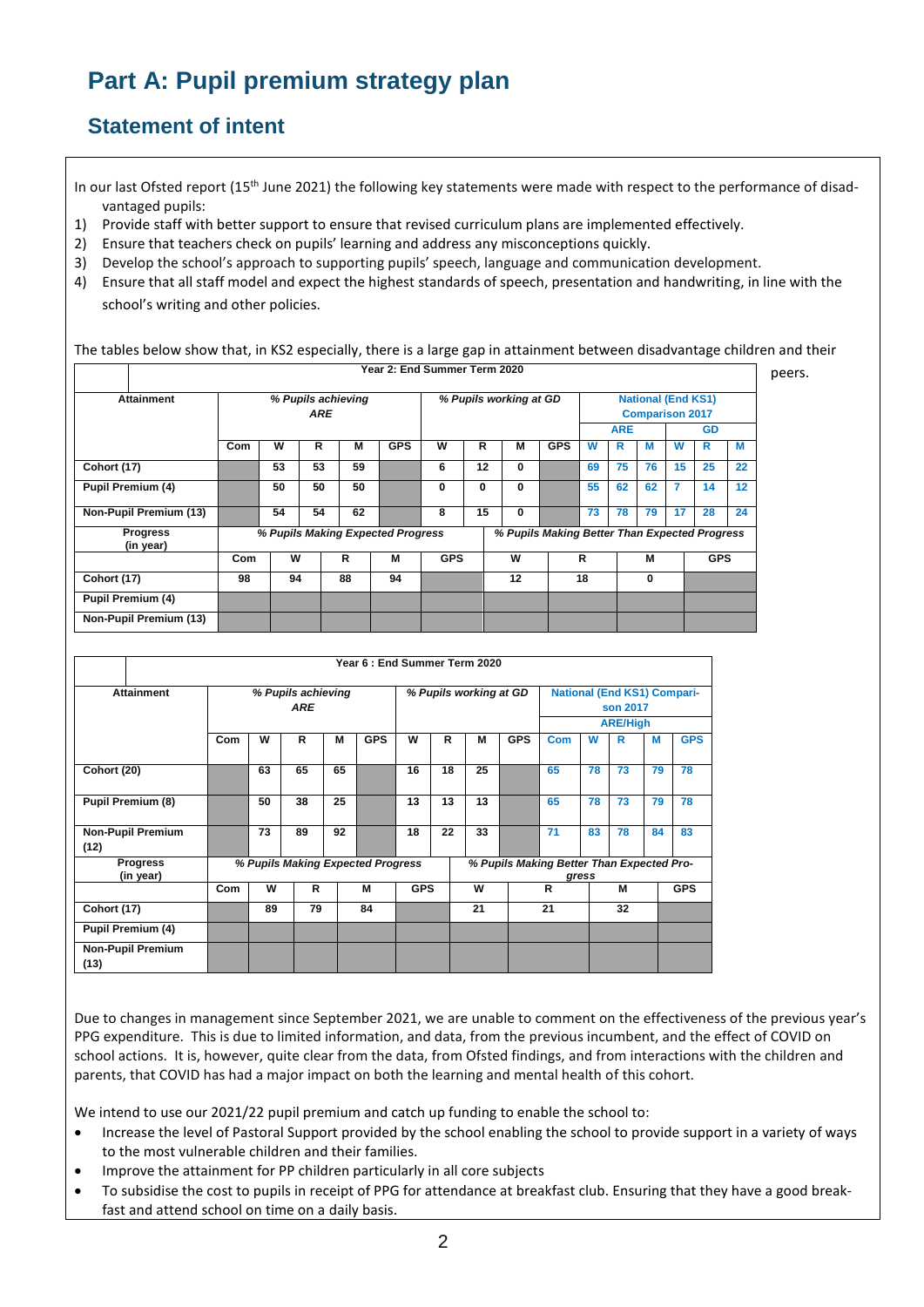# Part A: Pupil premium strategy plan

## Statement of intent

In our last Ofsted report (15th June 2021) the following key statements were made with respect to the performance of disadvantaged pupils:

1) Provide staff with better support to ensure that revised curriculum plans are implemented effectively.
2) Ensure that teachers check on pupils' learning and address any misconceptions quickly.
3) Develop the school's approach to supporting pupils' speech, language and communication development.
4) Ensure that all staff model and expect the highest standards of speech, presentation and handwriting, in line with the school's writing and other policies.

The tables below show that, in KS2 especially, there is a large gap in attainment between disadvantage children and their peers.

| Year 2: End Summer Term 2020 | | | | | | | | | | | | | | | | |
|---|---|---|---|---|---|---|---|---|---|---|---|---|---|---|---|---|
| Attainment | *% Pupils achieving ARE* | | | | | *% Pupils working at GD* | | | | National (End KS1) Comparison 2017 | | | | | | |
| | | | | | | | | | | ARE | | | GD | | | |
| | Com | W | R | M | GPS | W | R | M | GPS | W | R | M | W | R | M | |
| Cohort (17) | | 53 | 53 | 59 | | 6 | 12 | 0 | | 69 | 75 | 76 | 15 | 25 | 22 | |
| Pupil Premium (4) | | 50 | 50 | 50 | | 0 | 0 | 0 | | 55 | 62 | 62 | 7 | 14 | 12 | |
| Non-Pupil Premium (13) | | 54 | 54 | 62 | | 8 | 15 | 0 | | 73 | 78 | 79 | 17 | 28 | 24 | |

| Progress (in year) | *% Pupils Making Expected Progress* | | | | | *% Pupils Making Better Than Expected Progress* | | | |
|---|---|---|---|---|---|---|---|---|---|
| | Com | W | R | M | GPS | W | R | M | GPS |
| Cohort (17) | 98 | 94 | 88 | 94 | | 12 | 18 | 0 | |
| Pupil Premium (4) | | | | | | | | | |
| Non-Pupil Premium (13) | | | | | | | | | |

| Year 6 : End Summer Term 2020 | | | | | | | | | | | | | | |
|---|---|---|---|---|---|---|---|---|---|---|---|---|---|---|
| Attainment | *% Pupils achieving ARE* | | | | | *% Pupils working at GD* | | | | National (End KS1) Comparison 2017 | | | | |
| | | | | | | | | | | ARE/High | | | | |
| | Com | W | R | M | GPS | W | R | M | GPS | Com | W | R | M | GPS |
| Cohort (20) | | 63 | 65 | 65 | | 16 | 18 | 25 | | 65 | 78 | 73 | 79 | 78 |
| Pupil Premium (8) | | 50 | 38 | 25 | | 13 | 13 | 13 | | 65 | 78 | 73 | 79 | 78 |
| Non-Pupil Premium (12) | | 73 | 89 | 92 | | 18 | 22 | 33 | | 71 | 83 | 78 | 84 | 83 |

| Progress (in year) | *% Pupils Making Expected Progress* | | | | | *% Pupils Making Better Than Expected Progress* | | | |
|---|---|---|---|---|---|---|---|---|---|
| | Com | W | R | M | GPS | W | R | M | GPS |
| Cohort (17) | | 89 | 79 | 84 | | 21 | 21 | 32 | |
| Pupil Premium (4) | | | | | | | | | |
| Non-Pupil Premium (13) | | | | | | | | | |

Due to changes in management since September 2021, we are unable to comment on the effectiveness of the previous year's PPG expenditure. This is due to limited information, and data, from the previous incumbent, and the effect of COVID on school actions. It is, however, quite clear from the data, from Ofsted findings, and from interactions with the children and parents, that COVID has had a major impact on both the learning and mental health of this cohort.

We intend to use our 2021/22 pupil premium and catch up funding to enable the school to:

- Increase the level of Pastoral Support provided by the school enabling the school to provide support in a variety of ways to the most vulnerable children and their families.
- Improve the attainment for PP children particularly in all core subjects
- To subsidise the cost to pupils in receipt of PPG for attendance at breakfast club. Ensuring that they have a good breakfast and attend school on time on a daily basis.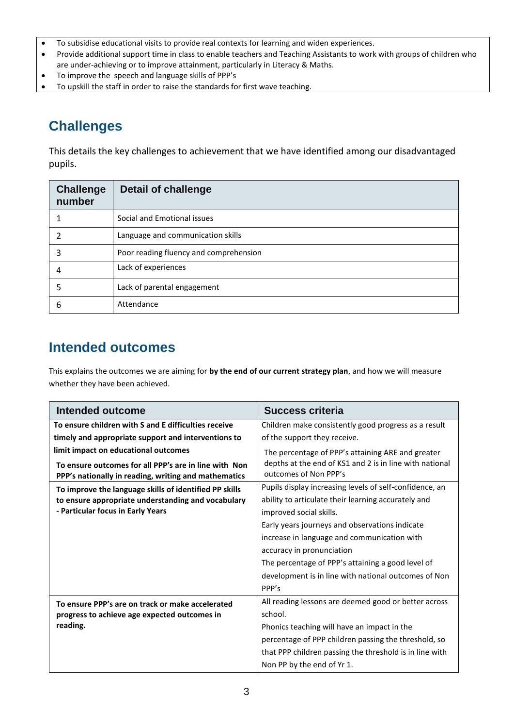- To subsidise educational visits to provide real contexts for learning and widen experiences.
- Provide additional support time in class to enable teachers and Teaching Assistants to work with groups of children who are under-achieving or to improve attainment, particularly in Literacy & Maths.
- To improve the speech and language skills of PPP's
- To upskill the staff in order to raise the standards for first wave teaching.

## Challenges

This details the key challenges to achievement that we have identified among our disadvantaged pupils.

| Challenge number | Detail of challenge |
|---|---|
| 1 | Social and Emotional issues |
| 2 | Language and communication skills |
| 3 | Poor reading fluency and comprehension |
| 4 | Lack of experiences |
| 5 | Lack of parental engagement |
| 6 | Attendance |

## Intended outcomes

This explains the outcomes we are aiming for **by the end of our current strategy plan**, and how we will measure whether they have been achieved.

| Intended outcome | Success criteria |
|---|---|
| **To ensure children with S and E difficulties receive timely and appropriate support and interventions to limit impact on educational outcomes** | Children make consistently good progress as a result of the support they receive. |
| **To ensure outcomes for all PPP's are in line with Non PPP's nationally in reading, writing and mathematics** | The percentage of PPP's attaining ARE and greater depths at the end of KS1 and 2 is in line with national outcomes of Non PPP's |
| **To improve the language skills of identified PP skills to ensure appropriate understanding and vocabulary - Particular focus in Early Years** | Pupils display increasing levels of self-confidence, an ability to articulate their learning accurately and improved social skills.<br>Early years journeys and observations indicate increase in language and communication with accuracy in pronunciation<br>The percentage of PPP's attaining a good level of development is in line with national outcomes of Non PPP's |
| **To ensure PPP's are on track or make accelerated progress to achieve age expected outcomes in reading.** | All reading lessons are deemed good or better across school.<br>Phonics teaching will have an impact in the percentage of PPP children passing the threshold, so that PPP children passing the threshold is in line with Non PP by the end of Yr 1. |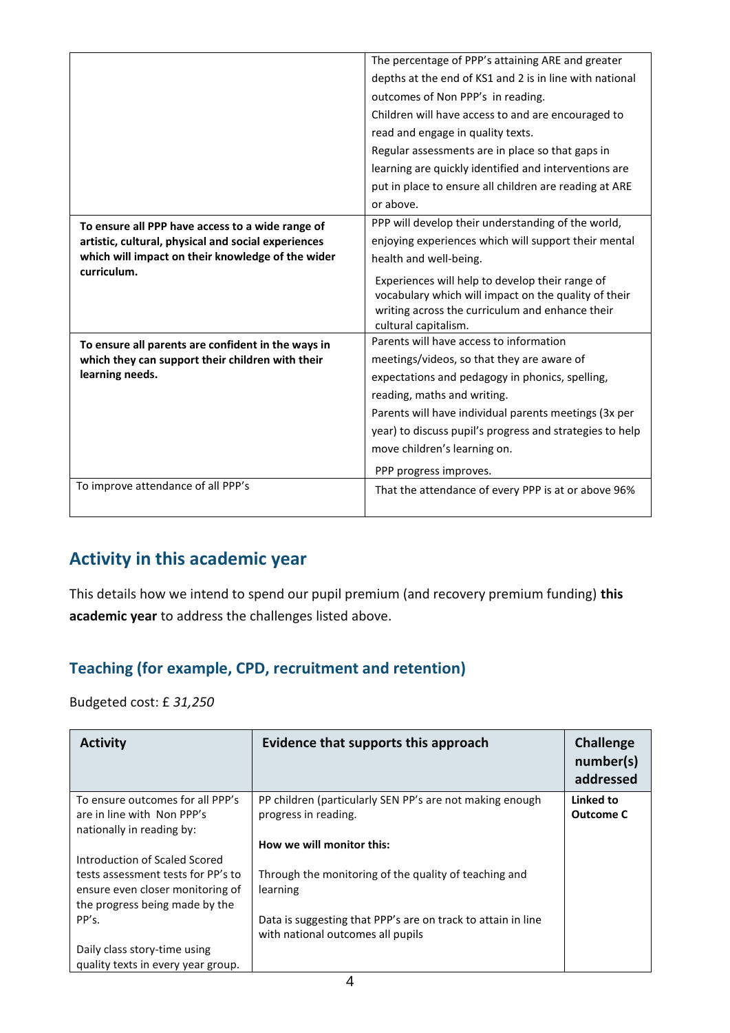| | |
|---|---|
| | The percentage of PPP's attaining ARE and greater depths at the end of KS1 and 2 is in line with national outcomes of Non PPP's in reading.<br>Children will have access to and are encouraged to read and engage in quality texts.<br>Regular assessments are in place so that gaps in learning are quickly identified and interventions are put in place to ensure all children are reading at ARE or above. |
| **To ensure all PPP have access to a wide range of artistic, cultural, physical and social experiences which will impact on their knowledge of the wider curriculum.** | PPP will develop their understanding of the world, enjoying experiences which will support their mental health and well-being.<br>Experiences will help to develop their range of vocabulary which will impact on the quality of their writing across the curriculum and enhance their cultural capitalism. |
| **To ensure all parents are confident in the ways in which they can support their children with their learning needs.** | Parents will have access to information meetings/videos, so that they are aware of expectations and pedagogy in phonics, spelling, reading, maths and writing.<br>Parents will have individual parents meetings (3x per year) to discuss pupil's progress and strategies to help move children's learning on.<br>PPP progress improves. |
| To improve attendance of all PPP's | That the attendance of every PPP is at or above 96% |

## Activity in this academic year

This details how we intend to spend our pupil premium (and recovery premium funding) **this academic year** to address the challenges listed above.

### Teaching (for example, CPD, recruitment and retention)

Budgeted cost: £ *31,250*

| Activity | Evidence that supports this approach | Challenge number(s) addressed |
|---|---|---|
| To ensure outcomes for all PPP's are in line with Non PPP's nationally in reading by:<br><br>Introduction of Scaled Scored tests assessment tests for PP's to ensure even closer monitoring of the progress being made by the PP's.<br><br>Daily class story-time using quality texts in every year group. | PP children (particularly SEN PP's are not making enough progress in reading.<br><br>**How we will monitor this:**<br><br>Through the monitoring of the quality of teaching and learning<br><br>Data is suggesting that PPP's are on track to attain in line with national outcomes all pupils | **Linked to Outcome C** |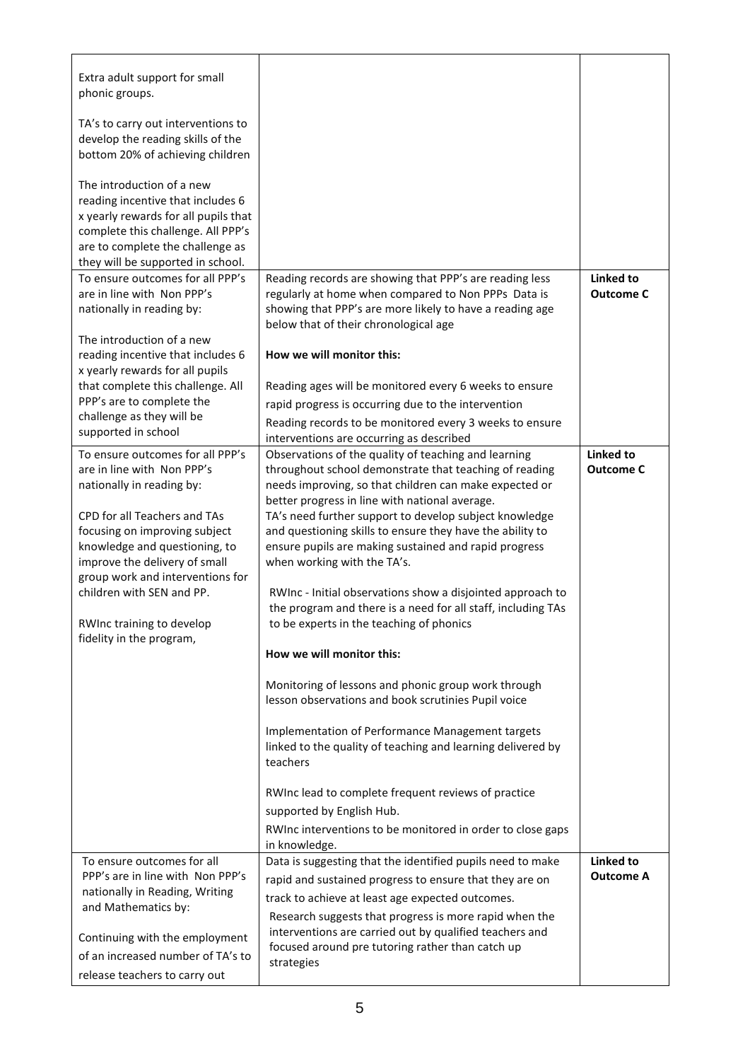| | | |
|---|---|---|
| Extra adult support for small phonic groups.<br><br>TA's to carry out interventions to develop the reading skills of the bottom 20% of achieving children<br><br>The introduction of a new reading incentive that includes 6 x yearly rewards for all pupils that complete this challenge. All PPP's are to complete the challenge as they will be supported in school. | | |
| To ensure outcomes for all PPP's are in line with Non PPP's nationally in reading by:<br><br>The introduction of a new reading incentive that includes 6 x yearly rewards for all pupils that complete this challenge. All PPP's are to complete the challenge as they will be supported in school | Reading records are showing that PPP's are reading less regularly at home when compared to Non PPPs Data is showing that PPP's are more likely to have a reading age below that of their chronological age<br><br>**How we will monitor this:**<br><br>Reading ages will be monitored every 6 weeks to ensure rapid progress is occurring due to the intervention<br>Reading records to be monitored every 3 weeks to ensure interventions are occurring as described | **Linked to Outcome C** |
| To ensure outcomes for all PPP's are in line with Non PPP's nationally in reading by:<br><br>CPD for all Teachers and TAs focusing on improving subject knowledge and questioning, to improve the delivery of small group work and interventions for children with SEN and PP.<br><br>RWInc training to develop fidelity in the program, | Observations of the quality of teaching and learning throughout school demonstrate that teaching of reading needs improving, so that children can make expected or better progress in line with national average.<br>TA's need further support to develop subject knowledge and questioning skills to ensure they have the ability to ensure pupils are making sustained and rapid progress when working with the TA's.<br><br>RWInc - Initial observations show a disjointed approach to the program and there is a need for all staff, including TAs to be experts in the teaching of phonics<br><br>**How we will monitor this:**<br><br>Monitoring of lessons and phonic group work through lesson observations and book scrutinies Pupil voice<br><br>Implementation of Performance Management targets linked to the quality of teaching and learning delivered by teachers<br><br>RWInc lead to complete frequent reviews of practice supported by English Hub.<br>RWInc interventions to be monitored in order to close gaps in knowledge. | **Linked to Outcome C** |
| To ensure outcomes for all PPP's are in line with Non PPP's nationally in Reading, Writing and Mathematics by:<br><br>Continuing with the employment of an increased number of TA's to release teachers to carry out | Data is suggesting that the identified pupils need to make rapid and sustained progress to ensure that they are on track to achieve at least age expected outcomes.<br>Research suggests that progress is more rapid when the interventions are carried out by qualified teachers and focused around pre tutoring rather than catch up strategies | **Linked to Outcome A** |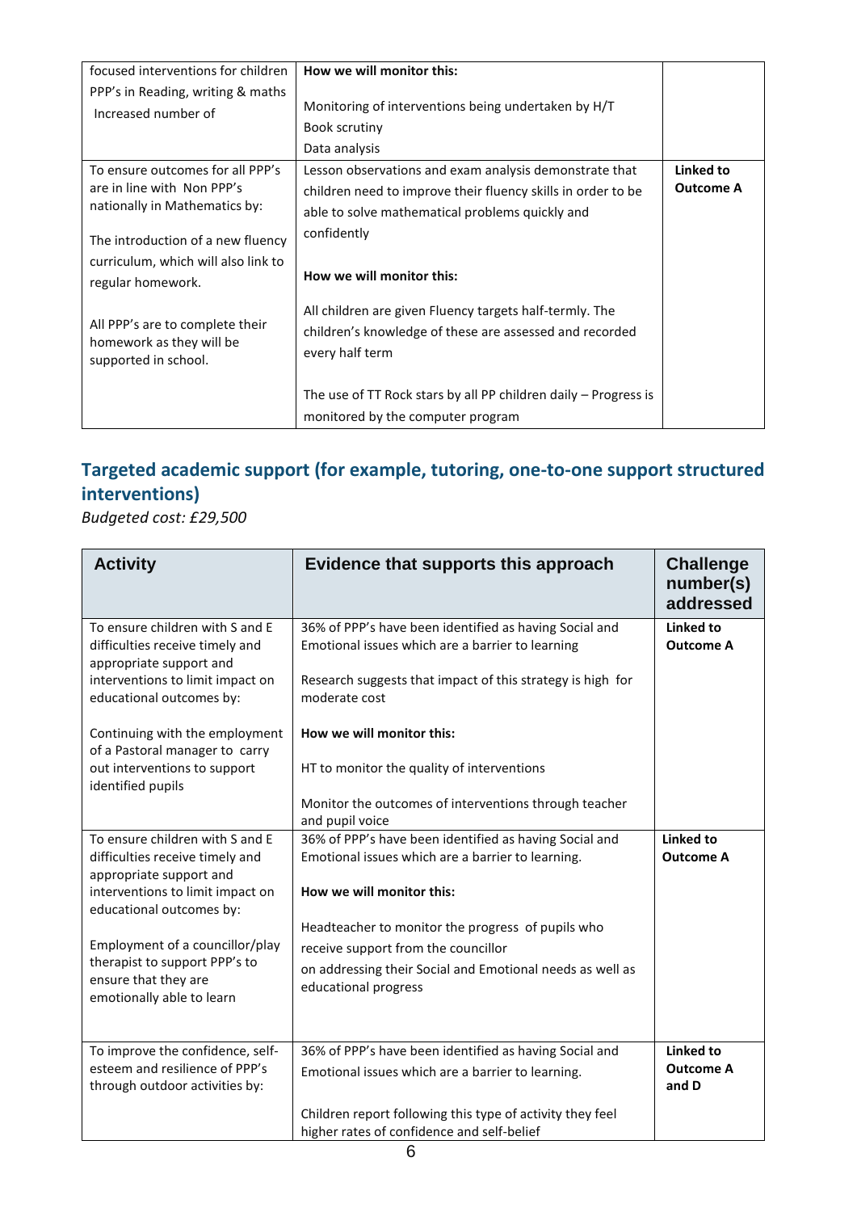| | | |
|---|---|---|
| focused interventions for children PPP's in Reading, writing & maths Increased number of | **How we will monitor this:**<br><br>Monitoring of interventions being undertaken by H/T<br>Book scrutiny<br>Data analysis | |
| To ensure outcomes for all PPP's are in line with Non PPP's nationally in Mathematics by:<br><br>The introduction of a new fluency curriculum, which will also link to regular homework.<br><br>All PPP's are to complete their homework as they will be supported in school. | Lesson observations and exam analysis demonstrate that children need to improve their fluency skills in order to be able to solve mathematical problems quickly and confidently<br><br>**How we will monitor this:**<br><br>All children are given Fluency targets half-termly. The children's knowledge of these are assessed and recorded every half term<br><br>The use of TT Rock stars by all PP children daily – Progress is monitored by the computer program | **Linked to Outcome A** |

## Targeted academic support (for example, tutoring, one-to-one support structured interventions)

*Budgeted cost: £29,500*

| Activity | Evidence that supports this approach | Challenge number(s) addressed |
|---|---|---|
| To ensure children with S and E difficulties receive timely and appropriate support and interventions to limit impact on educational outcomes by:<br><br>Continuing with the employment of a Pastoral manager to carry out interventions to support identified pupils | 36% of PPP's have been identified as having Social and Emotional issues which are a barrier to learning<br><br>Research suggests that impact of this strategy is high for moderate cost<br><br>**How we will monitor this:**<br><br>HT to monitor the quality of interventions<br><br>Monitor the outcomes of interventions through teacher and pupil voice | **Linked to Outcome A** |
| To ensure children with S and E difficulties receive timely and appropriate support and interventions to limit impact on educational outcomes by:<br><br>Employment of a councillor/play therapist to support PPP's to ensure that they are emotionally able to learn | 36% of PPP's have been identified as having Social and Emotional issues which are a barrier to learning.<br><br>**How we will monitor this:**<br><br>Headteacher to monitor the progress of pupils who receive support from the councillor on addressing their Social and Emotional needs as well as educational progress | **Linked to Outcome A** |
| To improve the confidence, self-esteem and resilience of PPP's through outdoor activities by: | 36% of PPP's have been identified as having Social and Emotional issues which are a barrier to learning.<br><br>Children report following this type of activity they feel higher rates of confidence and self-belief | **Linked to Outcome A and D** |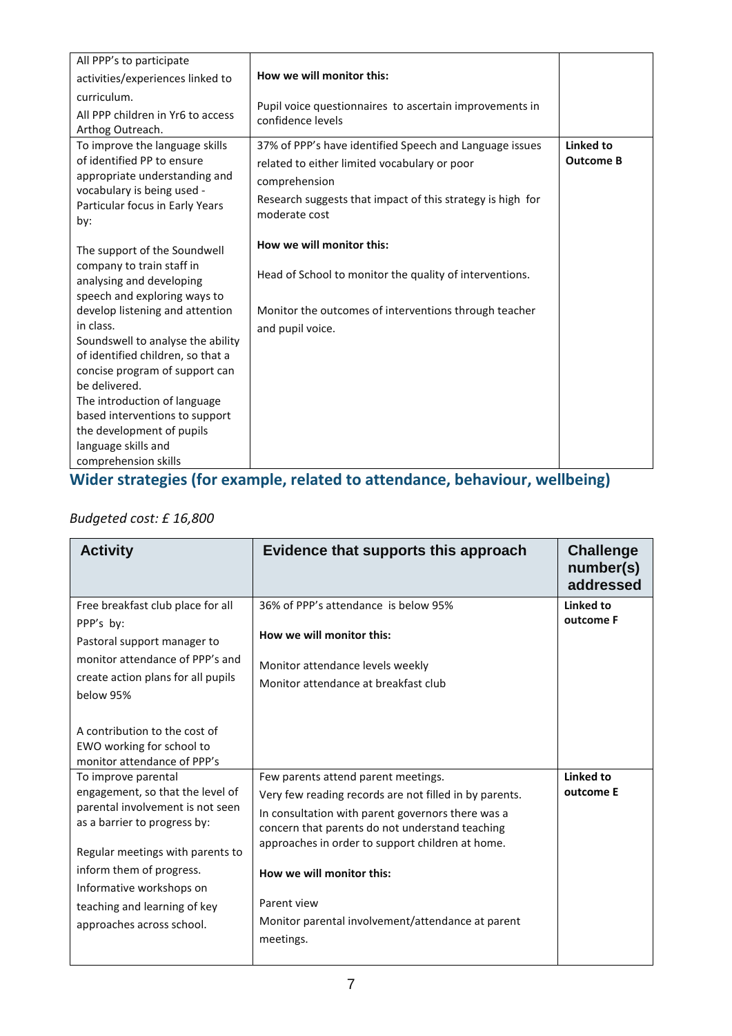| | | |
|---|---|---|
| All PPP's to participate activities/experiences linked to curriculum.<br>All PPP children in Yr6 to access Arthog Outreach. | **How we will monitor this:**<br><br>Pupil voice questionnaires to ascertain improvements in confidence levels | |
| To improve the language skills of identified PP to ensure appropriate understanding and vocabulary is being used - Particular focus in Early Years by:<br><br>The support of the Soundwell company to train staff in analysing and developing speech and exploring ways to develop listening and attention in class.<br>Soundswell to analyse the ability of identified children, so that a concise program of support can be delivered.<br>The introduction of language based interventions to support the development of pupils language skills and comprehension skills | 37% of PPP's have identified Speech and Language issues related to either limited vocabulary or poor comprehension<br>Research suggests that impact of this strategy is high for moderate cost<br><br>**How we will monitor this:**<br><br>Head of School to monitor the quality of interventions.<br><br>Monitor the outcomes of interventions through teacher and pupil voice. | **Linked to Outcome B** |

## Wider strategies (for example, related to attendance, behaviour, wellbeing)

*Budgeted cost: £ 16,800*

| Activity | Evidence that supports this approach | Challenge number(s) addressed |
|---|---|---|
| Free breakfast club place for all PPP's by:<br>Pastoral support manager to monitor attendance of PPP's and create action plans for all pupils below 95%<br><br>A contribution to the cost of EWO working for school to monitor attendance of PPP's | 36% of PPP's attendance is below 95%<br><br>**How we will monitor this:**<br><br>Monitor attendance levels weekly<br>Monitor attendance at breakfast club | **Linked to outcome F** |
| To improve parental engagement, so that the level of parental involvement is not seen as a barrier to progress by:<br><br>Regular meetings with parents to inform them of progress.<br>Informative workshops on teaching and learning of key approaches across school. | Few parents attend parent meetings.<br>Very few reading records are not filled in by parents.<br>In consultation with parent governors there was a concern that parents do not understand teaching approaches in order to support children at home.<br><br>**How we will monitor this:**<br><br>Parent view<br>Monitor parental involvement/attendance at parent meetings. | **Linked to outcome E** |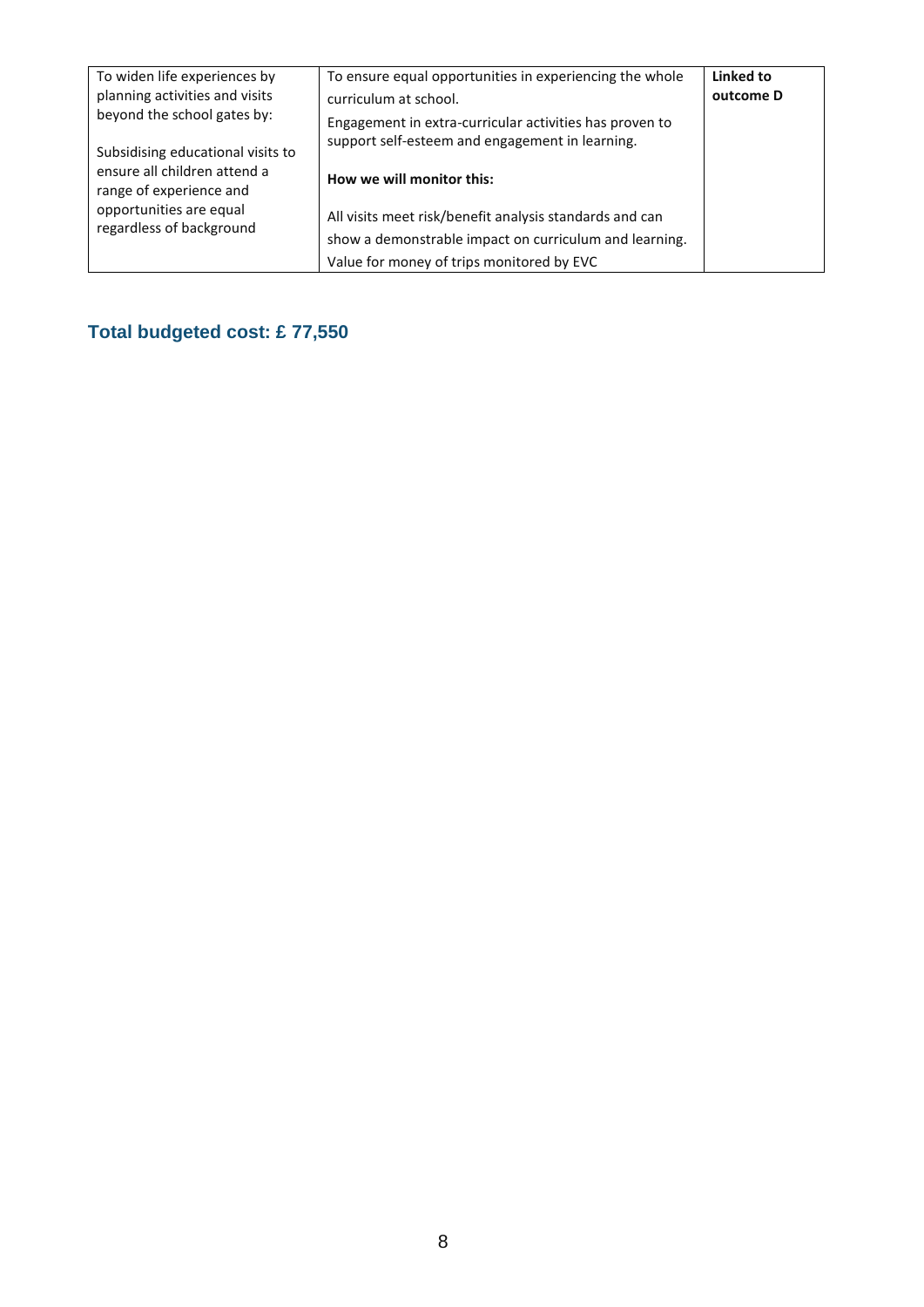| | | |
|---|---|---|
| To widen life experiences by planning activities and visits beyond the school gates by:<br><br>Subsidising educational visits to ensure all children attend a range of experience and opportunities are equal regardless of background | To ensure equal opportunities in experiencing the whole curriculum at school.<br>Engagement in extra-curricular activities has proven to support self-esteem and engagement in learning.<br><br>**How we will monitor this:**<br><br>All visits meet risk/benefit analysis standards and can show a demonstrable impact on curriculum and learning.<br>Value for money of trips monitored by EVC | **Linked to outcome D** |

## Total budgeted cost: £ 77,550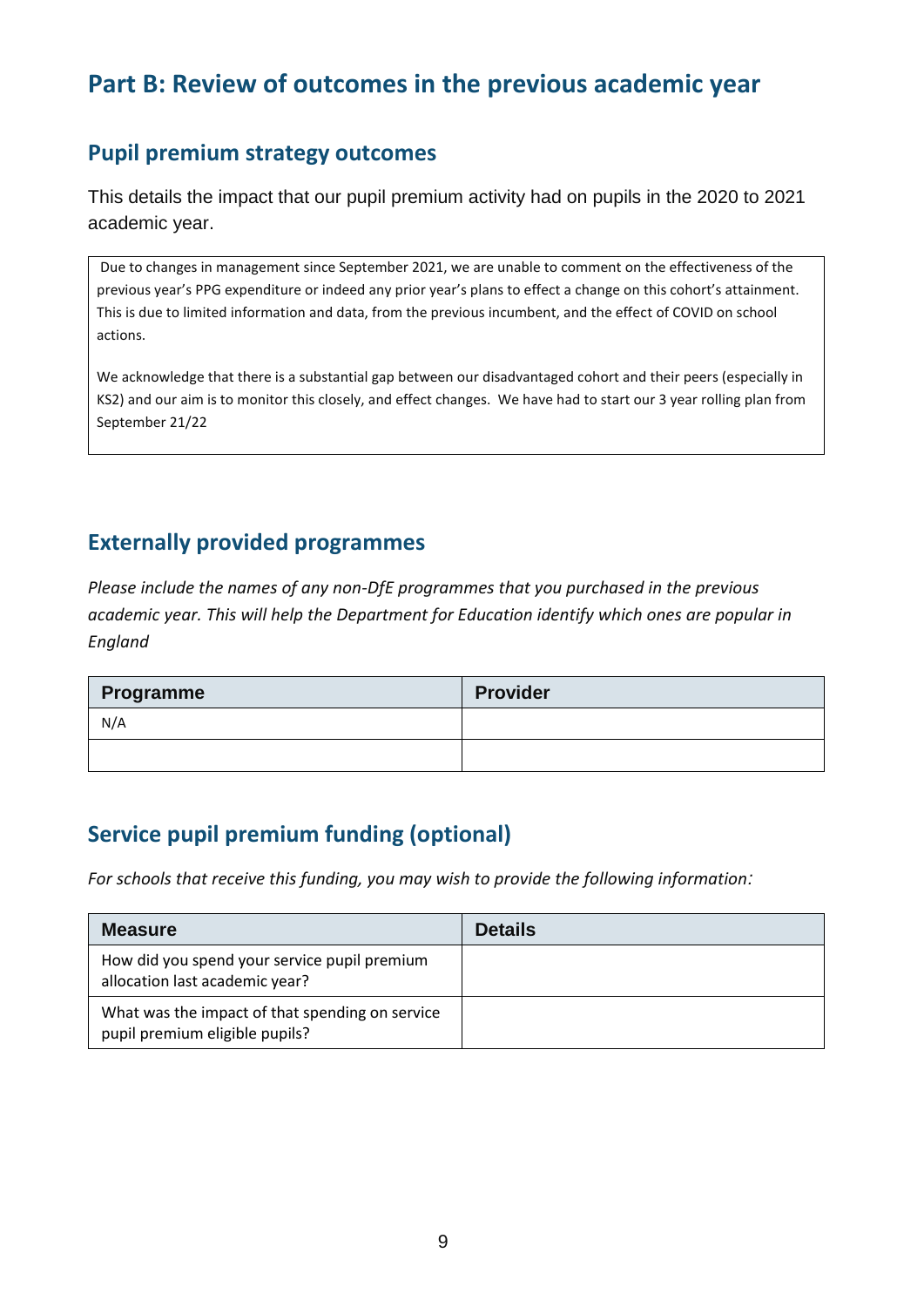# Part B: Review of outcomes in the previous academic year

## Pupil premium strategy outcomes

This details the impact that our pupil premium activity had on pupils in the 2020 to 2021 academic year.

Due to changes in management since September 2021, we are unable to comment on the effectiveness of the previous year's PPG expenditure or indeed any prior year's plans to effect a change on this cohort's attainment. This is due to limited information and data, from the previous incumbent, and the effect of COVID on school actions.

We acknowledge that there is a substantial gap between our disadvantaged cohort and their peers (especially in KS2) and our aim is to monitor this closely, and effect changes. We have had to start our 3 year rolling plan from September 21/22

## Externally provided programmes

*Please include the names of any non-DfE programmes that you purchased in the previous academic year. This will help the Department for Education identify which ones are popular in England*

| Programme | Provider |
|---|---|
| N/A | |
| | |

## Service pupil premium funding (optional)

*For schools that receive this funding, you may wish to provide the following information:*

| Measure | Details |
|---|---|
| How did you spend your service pupil premium allocation last academic year? | |
| What was the impact of that spending on service pupil premium eligible pupils? | |